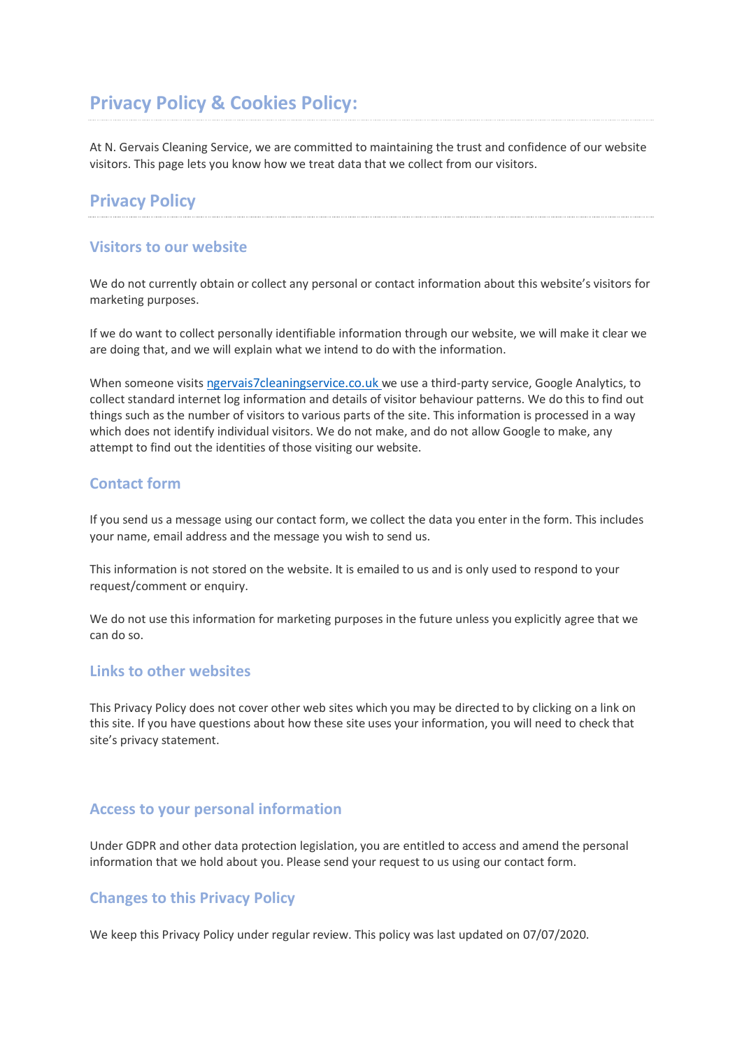# Privacy Policy & Cookies Policy:

At N. Gervais Cleaning Service, we are committed to maintaining the trust and confidence of our website visitors. This page lets you know how we treat data that we collect from our visitors.

## Privacy Policy

### Visitors to our website

We do not currently obtain or collect any personal or contact information about this website's visitors for marketing purposes.

If we do want to collect personally identifiable information through our website, we will make it clear we are doing that, and we will explain what we intend to do with the information.

When someone visits ngervais7cleaningservice.co.uk we use a third-party service, Google Analytics, to collect standard internet log information and details of visitor behaviour patterns. We do this to find out things such as the number of visitors to various parts of the site. This information is processed in a way which does not identify individual visitors. We do not make, and do not allow Google to make, any attempt to find out the identities of those visiting our website.

### Contact form

If you send us a message using our contact form, we collect the data you enter in the form. This includes your name, email address and the message you wish to send us.

This information is not stored on the website. It is emailed to us and is only used to respond to your request/comment or enquiry.

We do not use this information for marketing purposes in the future unless you explicitly agree that we can do so.

### Links to other websites

This Privacy Policy does not cover other web sites which you may be directed to by clicking on a link on this site. If you have questions about how these site uses your information, you will need to check that site's privacy statement.

### Access to your personal information

Under GDPR and other data protection legislation, you are entitled to access and amend the personal information that we hold about you. Please send your request to us using our contact form.

### Changes to this Privacy Policy

We keep this Privacy Policy under regular review. This policy was last updated on 07/07/2020.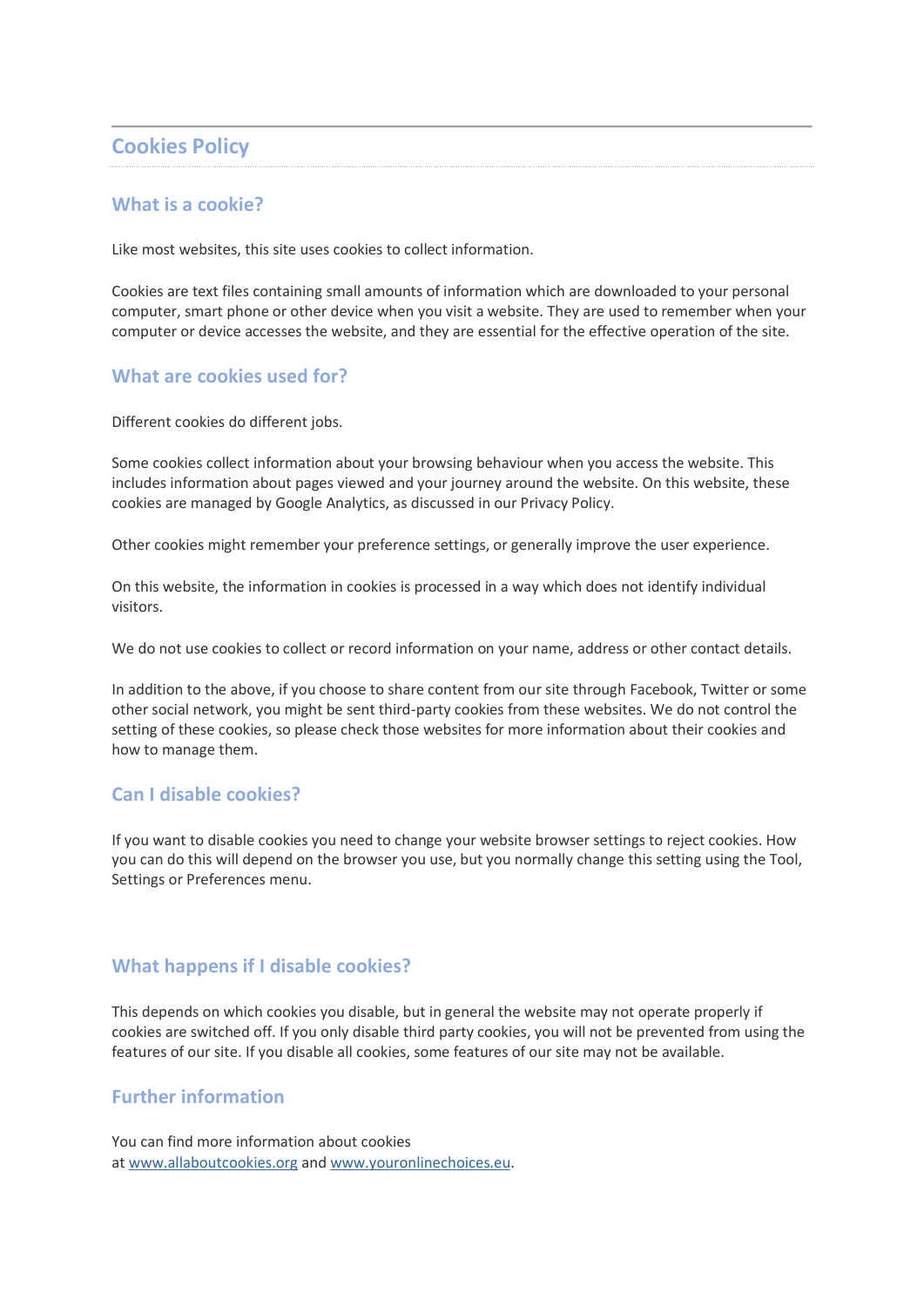# Cookies Policy

## What is a cookie?

Like most websites, this site uses cookies to collect information.

Cookies are text files containing small amounts of information which are downloaded to your personal computer, smart phone or other device when you visit a website. They are used to remember when your computer or device accesses the website, and they are essential for the effective operation of the site.

## What are cookies used for?

Different cookies do different jobs.

Some cookies collect information about your browsing behaviour when you access the website. This includes information about pages viewed and your journey around the website. On this website, these cookies are managed by Google Analytics, as discussed in our Privacy Policy.

Other cookies might remember your preference settings, or generally improve the user experience.

On this website, the information in cookies is processed in a way which does not identify individual visitors.

We do not use cookies to collect or record information on your name, address or other contact details.

In addition to the above, if you choose to share content from our site through Facebook, Twitter or some other social network, you might be sent third-party cookies from these websites. We do not control the setting of these cookies, so please check those websites for more information about their cookies and how to manage them.

## Can I disable cookies?

If you want to disable cookies you need to change your website browser settings to reject cookies. How you can do this will depend on the browser you use, but you normally change this setting using the Tool, Settings or Preferences menu.

## What happens if I disable cookies?

This depends on which cookies you disable, but in general the website may not operate properly if cookies are switched off. If you only disable third party cookies, you will not be prevented from using the features of our site. If you disable all cookies, some features of our site may not be available.

## Further information

You can find more information about cookies at [www.allaboutcookies.org](http://www.allaboutcookies.org) and [www.youronlinechoices.eu](http://www.youronlinechoices.eu).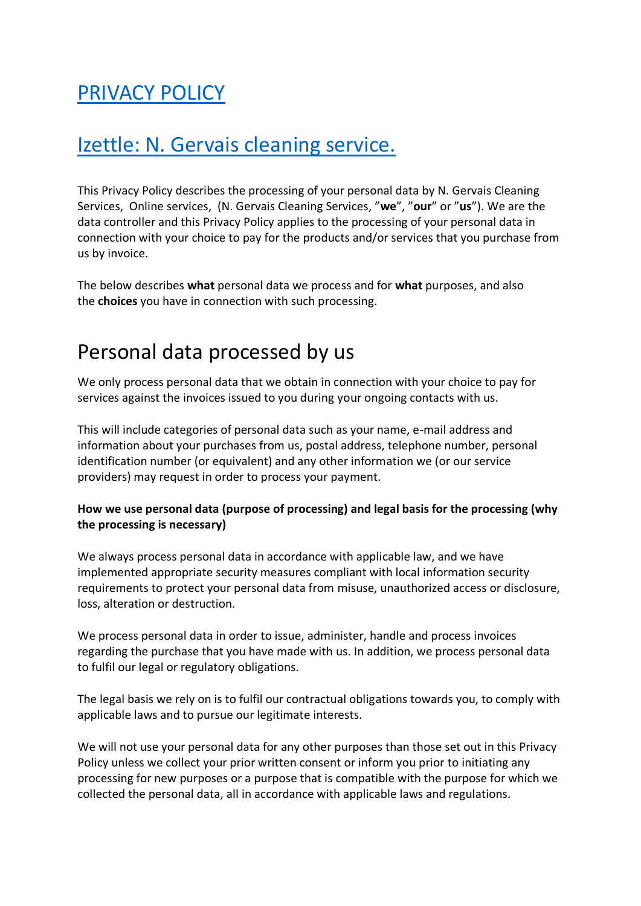# PRIVACY POLICY

## Izettle: N. Gervais cleaning service.

This Privacy Policy describes the processing of your personal data by N. Gervais Cleaning Services, Online services, (N. Gervais Cleaning Services, "**we**", "**our**" or "**us**"). We are the data controller and this Privacy Policy applies to the processing of your personal data in connection with your choice to pay for the products and/or services that you purchase from us by invoice.

The below describes **what** personal data we process and for **what** purposes, and also the **choices** you have in connection with such processing.

## Personal data processed by us

We only process personal data that we obtain in connection with your choice to pay for services against the invoices issued to you during your ongoing contacts with us.

This will include categories of personal data such as your name, e-mail address and information about your purchases from us, postal address, telephone number, personal identification number (or equivalent) and any other information we (or our service providers) may request in order to process your payment.

**How we use personal data (purpose of processing) and legal basis for the processing (why the processing is necessary)**

We always process personal data in accordance with applicable law, and we have implemented appropriate security measures compliant with local information security requirements to protect your personal data from misuse, unauthorized access or disclosure, loss, alteration or destruction.

We process personal data in order to issue, administer, handle and process invoices regarding the purchase that you have made with us. In addition, we process personal data to fulfil our legal or regulatory obligations.

The legal basis we rely on is to fulfil our contractual obligations towards you, to comply with applicable laws and to pursue our legitimate interests.

We will not use your personal data for any other purposes than those set out in this Privacy Policy unless we collect your prior written consent or inform you prior to initiating any processing for new purposes or a purpose that is compatible with the purpose for which we collected the personal data, all in accordance with applicable laws and regulations.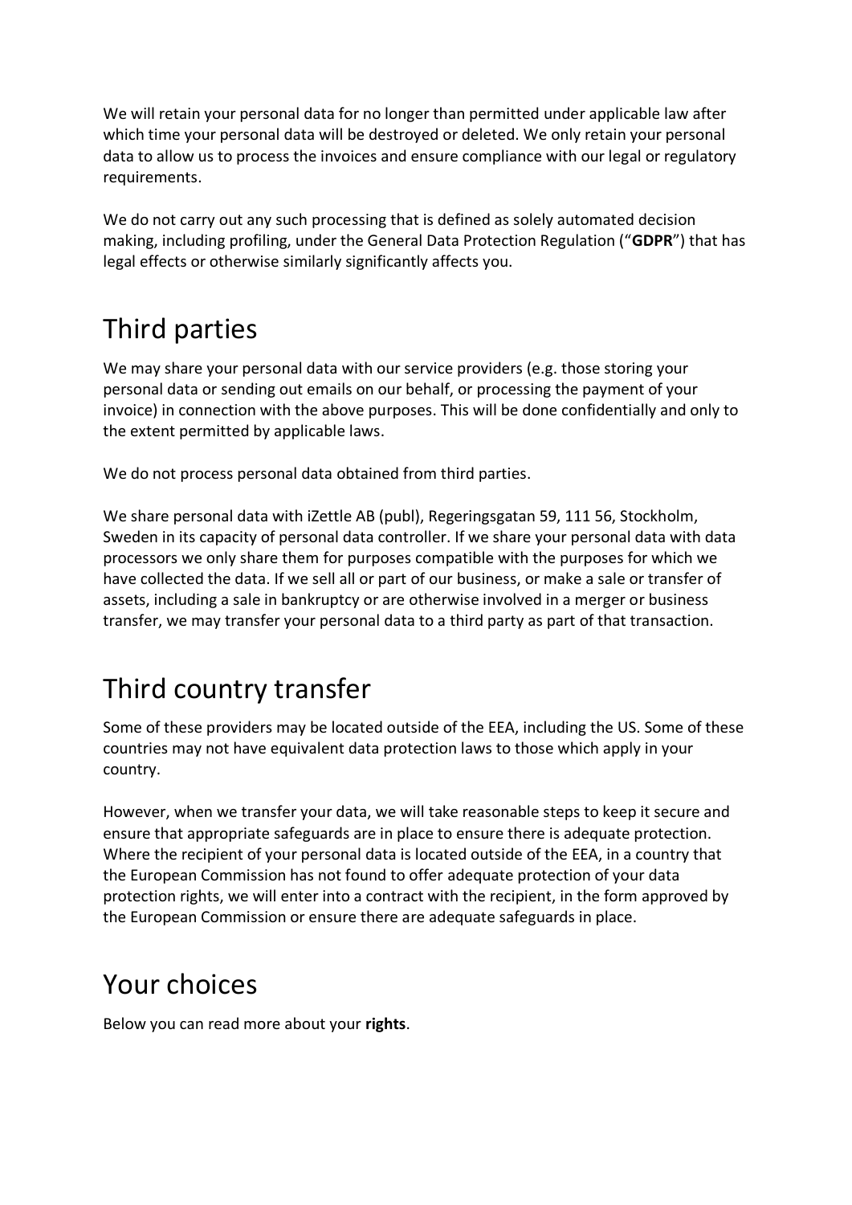We will retain your personal data for no longer than permitted under applicable law after which time your personal data will be destroyed or deleted. We only retain your personal data to allow us to process the invoices and ensure compliance with our legal or regulatory requirements.

We do not carry out any such processing that is defined as solely automated decision making, including profiling, under the General Data Protection Regulation ("**GDPR**") that has legal effects or otherwise similarly significantly affects you.

## Third parties

We may share your personal data with our service providers (e.g. those storing your personal data or sending out emails on our behalf, or processing the payment of your invoice) in connection with the above purposes. This will be done confidentially and only to the extent permitted by applicable laws.

We do not process personal data obtained from third parties.

We share personal data with iZettle AB (publ), Regeringsgatan 59, 111 56, Stockholm, Sweden in its capacity of personal data controller. If we share your personal data with data processors we only share them for purposes compatible with the purposes for which we have collected the data. If we sell all or part of our business, or make a sale or transfer of assets, including a sale in bankruptcy or are otherwise involved in a merger or business transfer, we may transfer your personal data to a third party as part of that transaction.

## Third country transfer

Some of these providers may be located outside of the EEA, including the US. Some of these countries may not have equivalent data protection laws to those which apply in your country.

However, when we transfer your data, we will take reasonable steps to keep it secure and ensure that appropriate safeguards are in place to ensure there is adequate protection. Where the recipient of your personal data is located outside of the EEA, in a country that the European Commission has not found to offer adequate protection of your data protection rights, we will enter into a contract with the recipient, in the form approved by the European Commission or ensure there are adequate safeguards in place.

## Your choices

Below you can read more about your **rights**.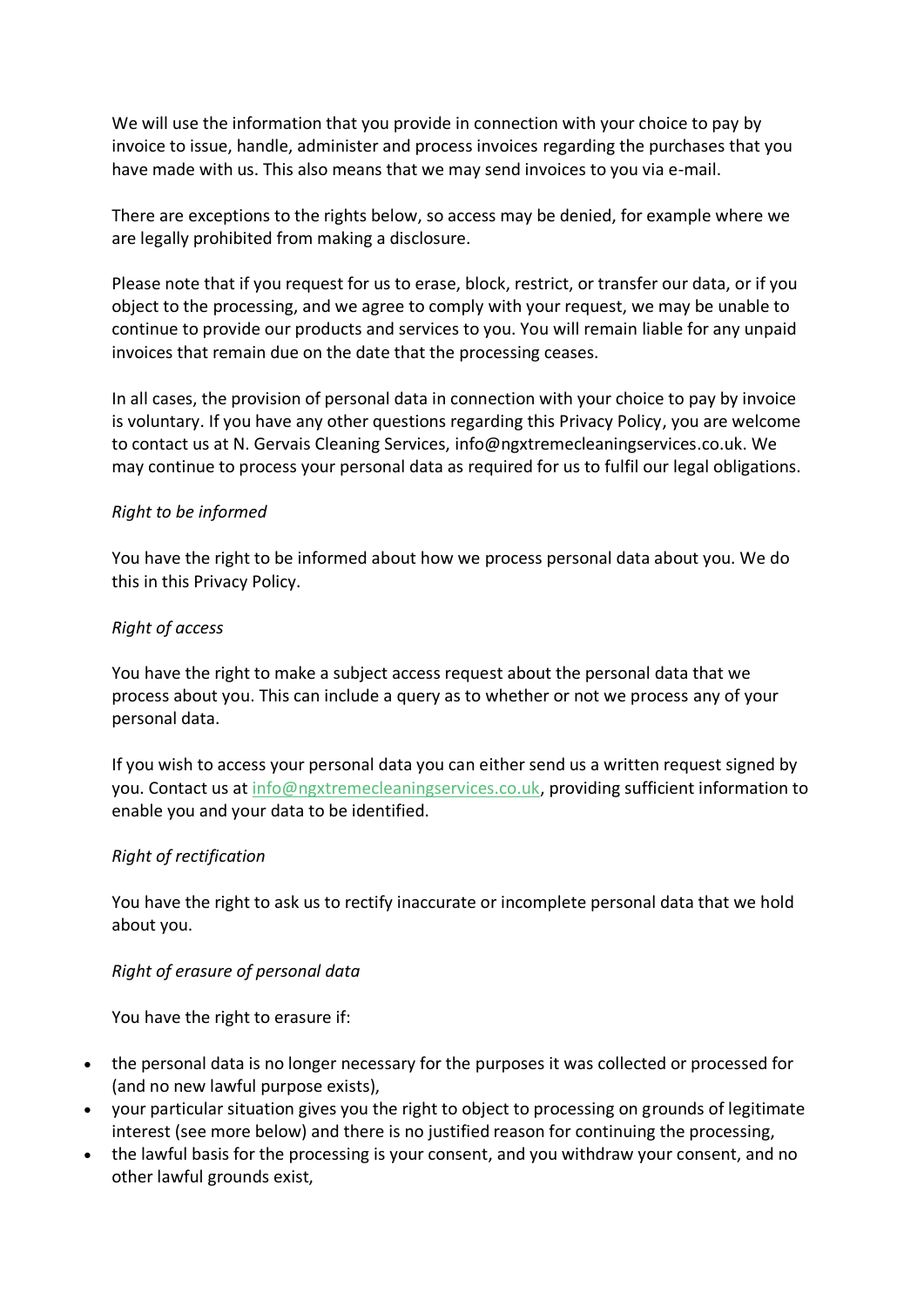We will use the information that you provide in connection with your choice to pay by invoice to issue, handle, administer and process invoices regarding the purchases that you have made with us. This also means that we may send invoices to you via e-mail.

There are exceptions to the rights below, so access may be denied, for example where we are legally prohibited from making a disclosure.

Please note that if you request for us to erase, block, restrict, or transfer our data, or if you object to the processing, and we agree to comply with your request, we may be unable to continue to provide our products and services to you. You will remain liable for any unpaid invoices that remain due on the date that the processing ceases.

In all cases, the provision of personal data in connection with your choice to pay by invoice is voluntary. If you have any other questions regarding this Privacy Policy, you are welcome to contact us at N. Gervais Cleaning Services, info@ngxtremecleaningservices.co.uk. We may continue to process your personal data as required for us to fulfil our legal obligations.

*Right to be informed*

You have the right to be informed about how we process personal data about you. We do this in this Privacy Policy.

*Right of access*

You have the right to make a subject access request about the personal data that we process about you. This can include a query as to whether or not we process any of your personal data.

If you wish to access your personal data you can either send us a written request signed by you. Contact us at [info@ngxtremecleaningservices.co.uk](mailto:info@ngxtremecleaningservices.co.uk), providing sufficient information to enable you and your data to be identified.

*Right of rectification*

You have the right to ask us to rectify inaccurate or incomplete personal data that we hold about you.

*Right of erasure of personal data*

You have the right to erasure if:

- the personal data is no longer necessary for the purposes it was collected or processed for (and no new lawful purpose exists),
- your particular situation gives you the right to object to processing on grounds of legitimate interest (see more below) and there is no justified reason for continuing the processing,
- the lawful basis for the processing is your consent, and you withdraw your consent, and no other lawful grounds exist,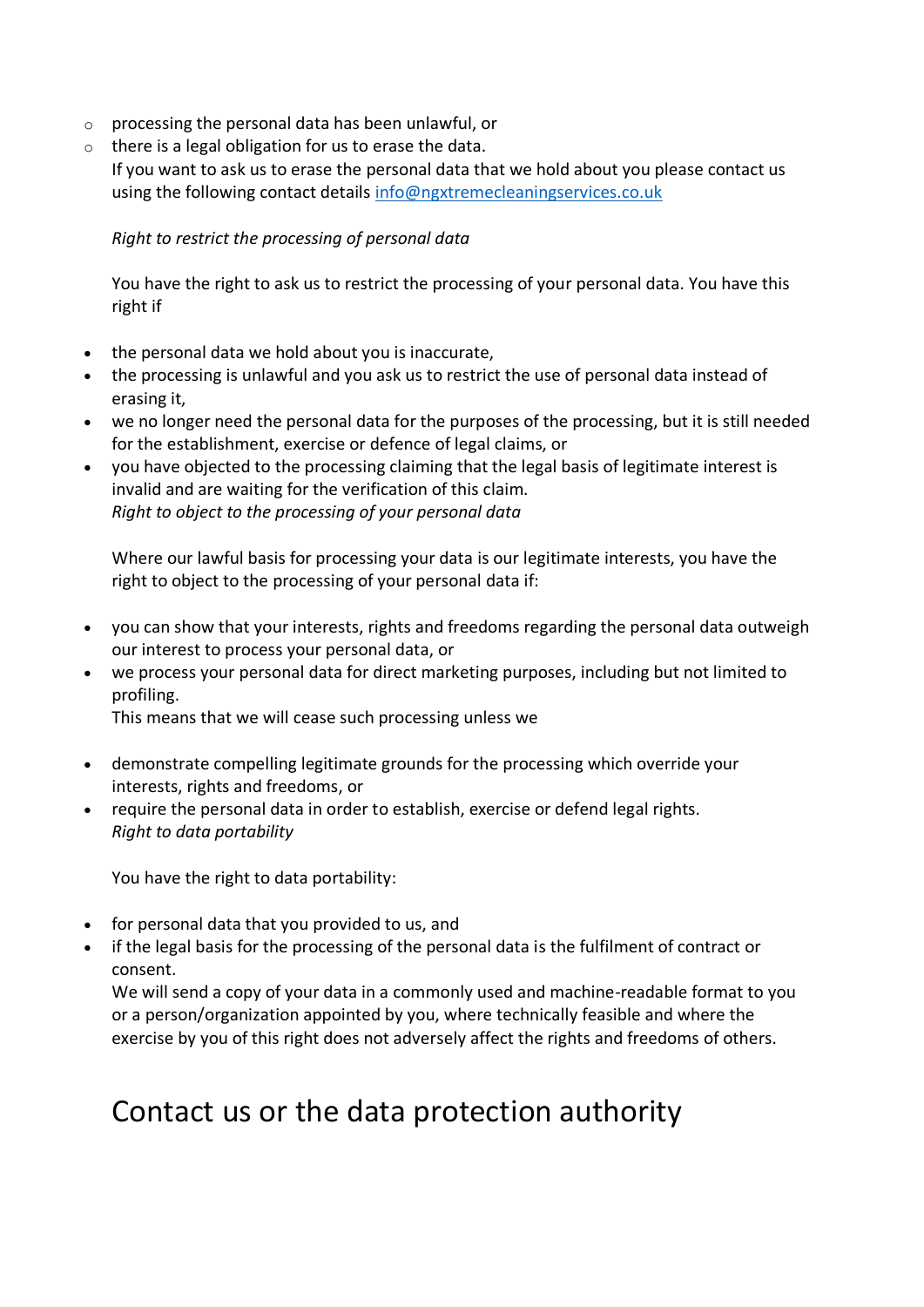- processing the personal data has been unlawful, or
- there is a legal obligation for us to erase the data.

  If you want to ask us to erase the personal data that we hold about you please contact us using the following contact details [info@ngxtremecleaningservices.co.uk](mailto:info@ngxtremecleaningservices.co.uk)

*Right to restrict the processing of personal data*

You have the right to ask us to restrict the processing of your personal data. You have this right if

- the personal data we hold about you is inaccurate,
- the processing is unlawful and you ask us to restrict the use of personal data instead of erasing it,
- we no longer need the personal data for the purposes of the processing, but it is still needed for the establishment, exercise or defence of legal claims, or
- you have objected to the processing claiming that the legal basis of legitimate interest is invalid and are waiting for the verification of this claim.

*Right to object to the processing of your personal data*

Where our lawful basis for processing your data is our legitimate interests, you have the right to object to the processing of your personal data if:

- you can show that your interests, rights and freedoms regarding the personal data outweigh our interest to process your personal data, or
- we process your personal data for direct marketing purposes, including but not limited to profiling.

  This means that we will cease such processing unless we

- demonstrate compelling legitimate grounds for the processing which override your interests, rights and freedoms, or
- require the personal data in order to establish, exercise or defend legal rights.

*Right to data portability*

You have the right to data portability:

- for personal data that you provided to us, and
- if the legal basis for the processing of the personal data is the fulfilment of contract or consent.

  We will send a copy of your data in a commonly used and machine-readable format to you or a person/organization appointed by you, where technically feasible and where the exercise by you of this right does not adversely affect the rights and freedoms of others.

# Contact us or the data protection authority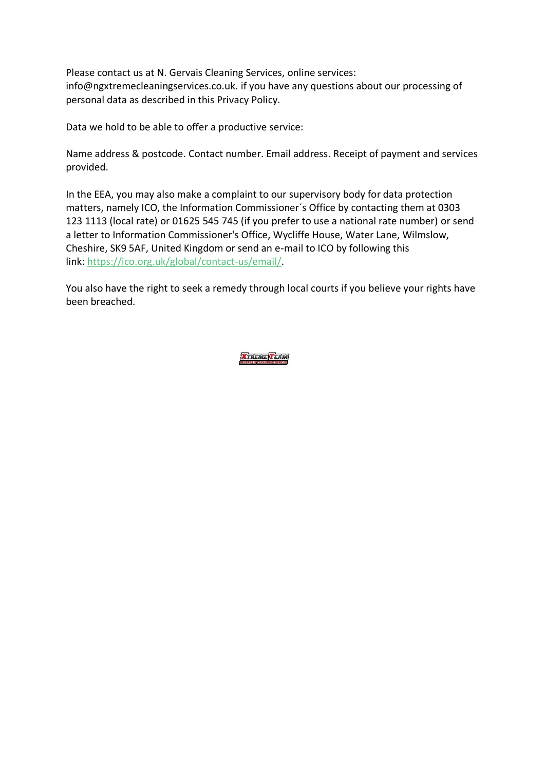Please contact us at N. Gervais Cleaning Services, online services: info@ngxtremecleaningservices.co.uk. if you have any questions about our processing of personal data as described in this Privacy Policy.

Data we hold to be able to offer a productive service:

Name address & postcode. Contact number. Email address. Receipt of payment and services provided.

In the EEA, you may also make a complaint to our supervisory body for data protection matters, namely ICO, the Information Commissioner´s Office by contacting them at 0303 123 1113 (local rate) or 01625 545 745 (if you prefer to use a national rate number) or send a letter to Information Commissioner's Office, Wycliffe House, Water Lane, Wilmslow, Cheshire, SK9 5AF, United Kingdom or send an e-mail to ICO by following this link: [https://ico.org.uk/global/contact-us/email/](https://ico.org.uk/global/contact-us/email/).

You also have the right to seek a remedy through local courts if you believe your rights have been breached.